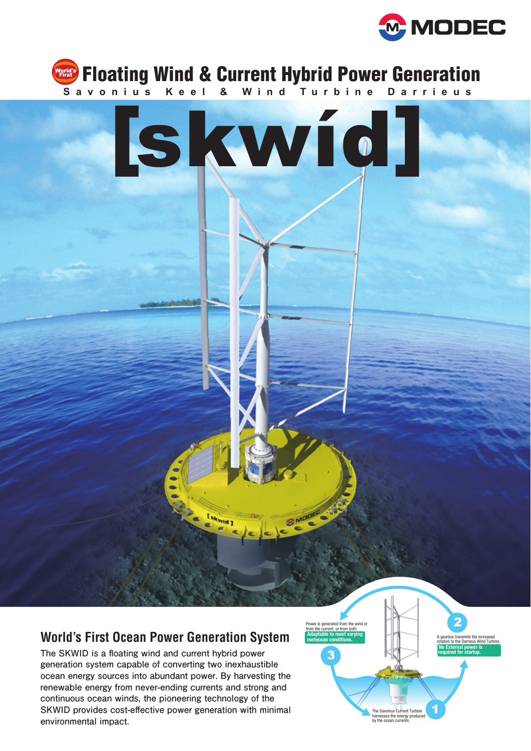MODEC

World's First

# Floating Wind & Current Hybrid Power Generation

Savonius Keel & Wind Turbine Darrieus

# [skwíd]

## World's First Ocean Power Generation System

The SKWID is a floating wind and current hybrid power generation system capable of converting two inexhaustible ocean energy sources into abundant power. By harvesting the renewable energy from never-ending currents and strong and continuous ocean winds, the pioneering technology of the SKWID provides cost-effective power generation with minimal environmental impact.

1. The Savonius Current Turbine harnesses the energy produced by the ocean currents.
2. A gearbox transmits the increased rotation to the Darrieus Wind Turbine. **No External power is required for startup.**
3. Power is generated from the wind or from the current, or from both. **Adaptable to meet varying metocean conditions.**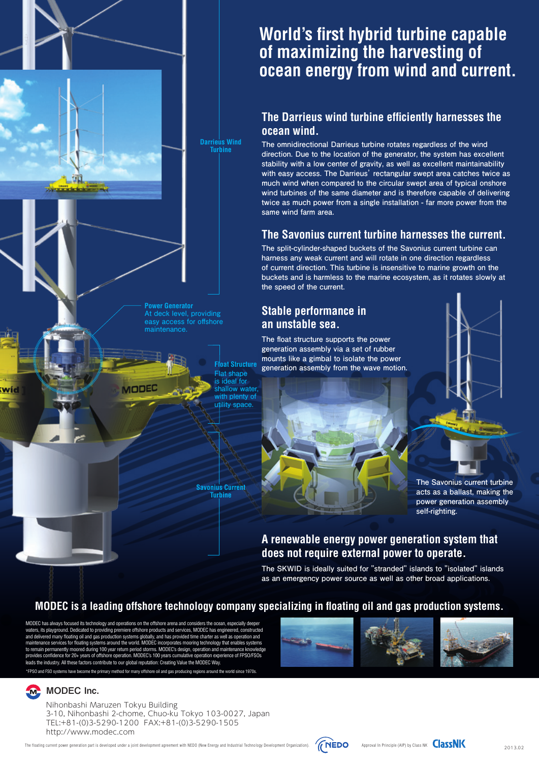# World's first hybrid turbine capable of maximizing the harvesting of ocean energy from wind and current.

Darrieus Wind Turbine

Power Generator
At deck level, providing easy access for offshore maintenance.

Float Structure
Flat shape is ideal for shallow water, with plenty of utility space.

Savonius Current Turbine

## The Darrieus wind turbine efficiently harnesses the ocean wind.

The omnidirectional Darrieus turbine rotates regardless of the wind direction. Due to the location of the generator, the system has excellent stability with a low center of gravity, as well as excellent maintainability with easy access. The Darrieus' rectangular swept area catches twice as much wind when compared to the circular swept area of typical onshore wind turbines of the same diameter and is therefore capable of delivering twice as much power from a single installation - far more power from the same wind farm area.

## The Savonius current turbine harnesses the current.

The split-cylinder-shaped buckets of the Savonius current turbine can harness any weak current and will rotate in one direction regardless of current direction. This turbine is insensitive to marine growth on the buckets and is harmless to the marine ecosystem, as it rotates slowly at the speed of the current.

## Stable performance in an unstable sea.

The float structure supports the power generation assembly via a set of rubber mounts like a gimbal to isolate the power generation assembly from the wave motion.

The Savonius current turbine acts as a ballast, making the power generation assembly self-righting.

## A renewable energy power generation system that does not require external power to operate.

The SKWID is ideally suited for "stranded" islands to "isolated" islands as an emergency power source as well as other broad applications.

## MODEC is a leading offshore technology company specializing in floating oil and gas production systems.

MODEC has always focused its technology and operations on the offshore arena and considers the ocean, especially deeper waters, its playground. Dedicated to providing premiere offshore products and services, MODEC has engineered, constructed and delivered many floating oil and gas production systems globally, and has provided time charter as well as operation and maintenance services for floating systems around the world. MODEC incorporates mooring technology that enables systems to remain permanently moored during 100 year return period storms. MODEC's design, operation and maintenance knowledge provides confidence for 20+ years of offshore operation. MODEC's 100 years cumulative operation experience of FPSO/FSOs leads the industry. All these factors contribute to our global reputation: Creating Value the MODEC Way.

*FPSO and FSO systems have become the primary method for many offshore oil and gas producing regions around the world since 1970s.

**MODEC Inc.**

Nihonbashi Maruzen Tokyu Building
3-10, Nihonbashi 2-chome, Chuo-ku Tokyo 103-0027, Japan
TEL:+81-(0)3-5290-1200 FAX:+81-(0)3-5290-1505
http://www.modec.com

The floating current power generation part is developed under a joint development agreement with NEDO (New Energy and Industrial Technology Development Organization). NEDO

Approval In Principle (AiP) by Class NK ClassNK

2013.02